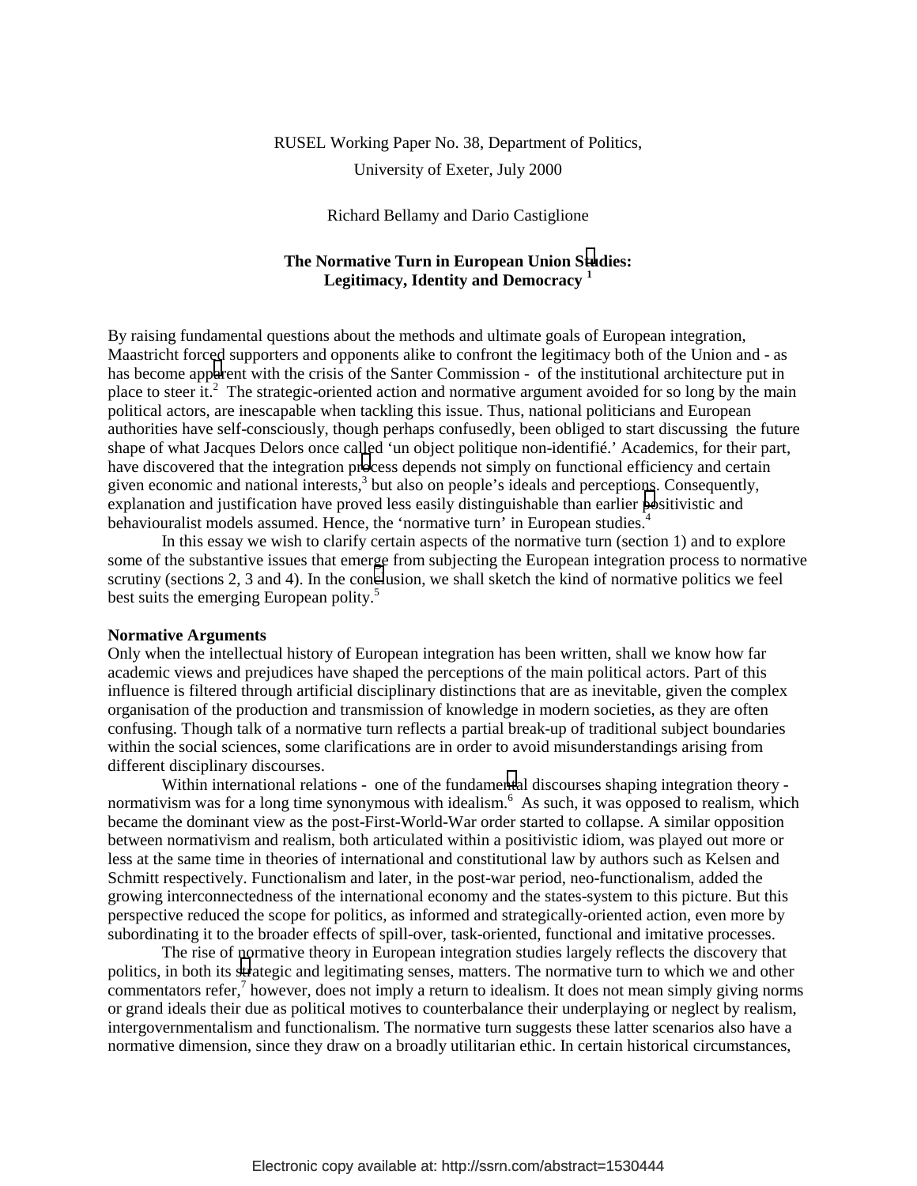RUSEL Working Paper No. 38, Department of Politics,

University of Exeter, July 2000

Richard Bellamy and Dario Castiglione

# The Normative Turn in European Union Studies: Legitimacy, Identity and Democracy [1]

By raising fundamental questions about the methods and ultimate goals of European integration, Maastricht forced supporters and opponents alike to confront the legitimacy both of the Union and - as has become apparent with the crisis of the Santer Commission - of the institutional architecture put in place to steer it.[2] The strategic-oriented action and normative argument avoided for so long by the main political actors, are inescapable when tackling this issue. Thus, national politicians and European authorities have self-consciously, though perhaps confusedly, been obliged to start discussing the future shape of what Jacques Delors once called 'un object politique non-identifié.' Academics, for their part, have discovered that the integration process depends not simply on functional efficiency and certain given economic and national interests,[3] but also on people's ideals and perceptions. Consequently, explanation and justification have proved less easily distinguishable than earlier positivistic and behaviouralist models assumed. Hence, the 'normative turn' in European studies.[4]

In this essay we wish to clarify certain aspects of the normative turn (section 1) and to explore some of the substantive issues that emerge from subjecting the European integration process to normative scrutiny (sections 2, 3 and 4). In the conclusion, we shall sketch the kind of normative politics we feel best suits the emerging European polity.[5]

**Normative Arguments**

Only when the intellectual history of European integration has been written, shall we know how far academic views and prejudices have shaped the perceptions of the main political actors. Part of this influence is filtered through artificial disciplinary distinctions that are as inevitable, given the complex organisation of the production and transmission of knowledge in modern societies, as they are often confusing. Though talk of a normative turn reflects a partial break-up of traditional subject boundaries within the social sciences, some clarifications are in order to avoid misunderstandings arising from different disciplinary discourses.

Within international relations - one of the fundamental discourses shaping integration theory - normativism was for a long time synonymous with idealism.[6] As such, it was opposed to realism, which became the dominant view as the post-First-World-War order started to collapse. A similar opposition between normativism and realism, both articulated within a positivistic idiom, was played out more or less at the same time in theories of international and constitutional law by authors such as Kelsen and Schmitt respectively. Functionalism and later, in the post-war period, neo-functionalism, added the growing interconnectedness of the international economy and the states-system to this picture. But this perspective reduced the scope for politics, as informed and strategically-oriented action, even more by subordinating it to the broader effects of spill-over, task-oriented, functional and imitative processes.

The rise of normative theory in European integration studies largely reflects the discovery that politics, in both its strategic and legitimating senses, matters. The normative turn to which we and other commentators refer,[7] however, does not imply a return to idealism. It does not mean simply giving norms or grand ideals their due as political motives to counterbalance their underplaying or neglect by realism, intergovernmentalism and functionalism. The normative turn suggests these latter scenarios also have a normative dimension, since they draw on a broadly utilitarian ethic. In certain historical circumstances,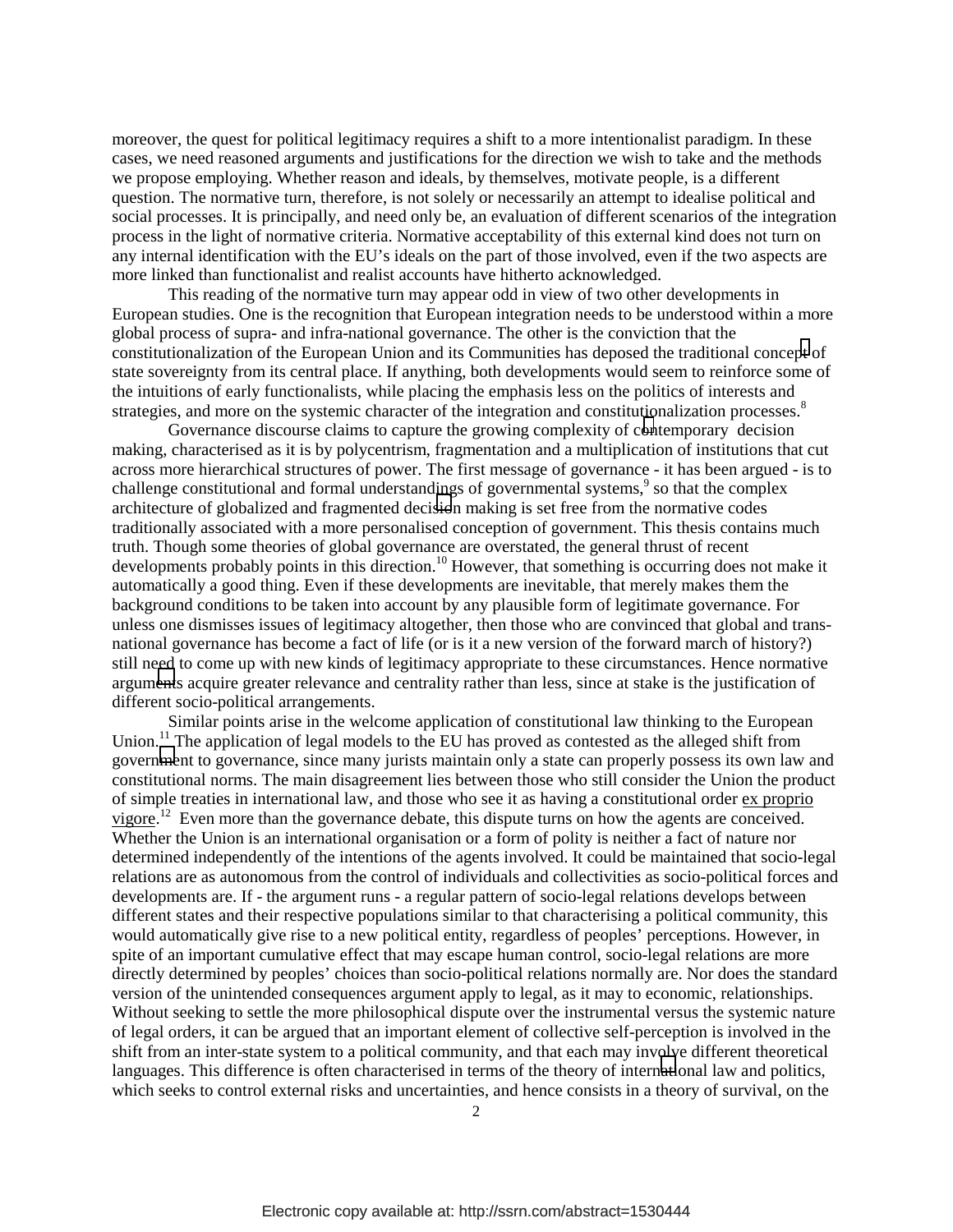moreover, the quest for political legitimacy requires a shift to a more intentionalist paradigm. In these cases, we need reasoned arguments and justifications for the direction we wish to take and the methods we propose employing. Whether reason and ideals, by themselves, motivate people, is a different question. The normative turn, therefore, is not solely or necessarily an attempt to idealise political and social processes. It is principally, and need only be, an evaluation of different scenarios of the integration process in the light of normative criteria. Normative acceptability of this external kind does not turn on any internal identification with the EU's ideals on the part of those involved, even if the two aspects are more linked than functionalist and realist accounts have hitherto acknowledged.

This reading of the normative turn may appear odd in view of two other developments in European studies. One is the recognition that European integration needs to be understood within a more global process of supra- and infra-national governance. The other is the conviction that the constitutionalization of the European Union and its Communities has deposed the traditional concept of state sovereignty from its central place. If anything, both developments would seem to reinforce some of the intuitions of early functionalists, while placing the emphasis less on the politics of interests and strategies, and more on the systemic character of the integration and constitutionalization processes.[8]

Governance discourse claims to capture the growing complexity of contemporary decision making, characterised as it is by polycentrism, fragmentation and a multiplication of institutions that cut across more hierarchical structures of power. The first message of governance - it has been argued - is to challenge constitutional and formal understandings of governmental systems,[9] so that the complex architecture of globalized and fragmented decision making is set free from the normative codes traditionally associated with a more personalised conception of government. This thesis contains much truth. Though some theories of global governance are overstated, the general thrust of recent developments probably points in this direction.[10] However, that something is occurring does not make it automatically a good thing. Even if these developments are inevitable, that merely makes them the background conditions to be taken into account by any plausible form of legitimate governance. For unless one dismisses issues of legitimacy altogether, then those who are convinced that global and trans-national governance has become a fact of life (or is it a new version of the forward march of history?) still need to come up with new kinds of legitimacy appropriate to these circumstances. Hence normative arguments acquire greater relevance and centrality rather than less, since at stake is the justification of different socio-political arrangements.

Similar points arise in the welcome application of constitutional law thinking to the European Union.[11] The application of legal models to the EU has proved as contested as the alleged shift from government to governance, since many jurists maintain only a state can properly possess its own law and constitutional norms. The main disagreement lies between those who still consider the Union the product of simple treaties in international law, and those who see it as having a constitutional order ex proprio vigore.[12] Even more than the governance debate, this dispute turns on how the agents are conceived. Whether the Union is an international organisation or a form of polity is neither a fact of nature nor determined independently of the intentions of the agents involved. It could be maintained that socio-legal relations are as autonomous from the control of individuals and collectivities as socio-political forces and developments are. If - the argument runs - a regular pattern of socio-legal relations develops between different states and their respective populations similar to that characterising a political community, this would automatically give rise to a new political entity, regardless of peoples' perceptions. However, in spite of an important cumulative effect that may escape human control, socio-legal relations are more directly determined by peoples' choices than socio-political relations normally are. Nor does the standard version of the unintended consequences argument apply to legal, as it may to economic, relationships. Without seeking to settle the more philosophical dispute over the instrumental versus the systemic nature of legal orders, it can be argued that an important element of collective self-perception is involved in the shift from an inter-state system to a political community, and that each may involve different theoretical languages. This difference is often characterised in terms of the theory of international law and politics, which seeks to control external risks and uncertainties, and hence consists in a theory of survival, on the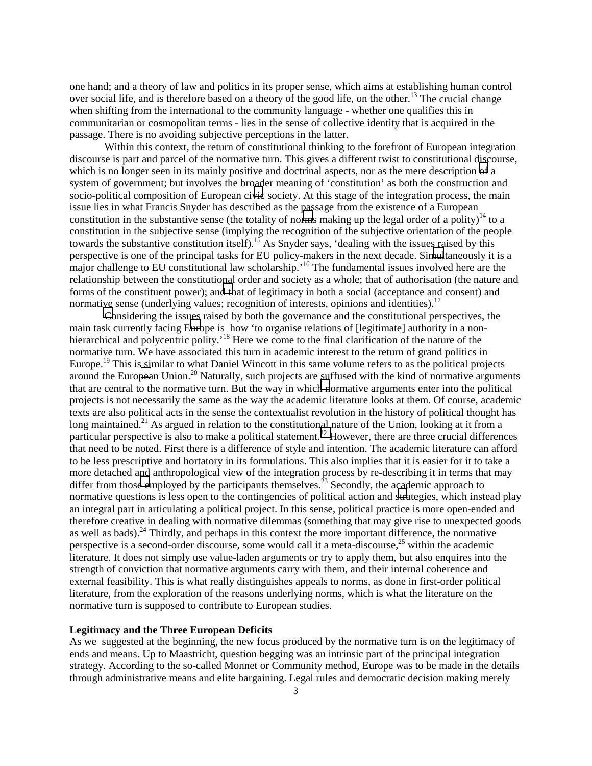one hand; and a theory of law and politics in its proper sense, which aims at establishing human control over social life, and is therefore based on a theory of the good life, on the other.[13] The crucial change when shifting from the international to the community language - whether one qualifies this in communitarian or cosmopolitan terms - lies in the sense of collective identity that is acquired in the passage. There is no avoiding subjective perceptions in the latter.

Within this context, the return of constitutional thinking to the forefront of European integration discourse is part and parcel of the normative turn. This gives a different twist to constitutional discourse, which is no longer seen in its mainly positive and doctrinal aspects, nor as the mere description of a system of government; but involves the broader meaning of 'constitution' as both the construction and socio-political composition of European civic society. At this stage of the integration process, the main issue lies in what Francis Snyder has described as the passage from the existence of a European constitution in the substantive sense (the totality of norms making up the legal order of a polity)[14] to a constitution in the subjective sense (implying the recognition of the subjective orientation of the people towards the substantive constitution itself).[15] As Snyder says, 'dealing with the issues raised by this perspective is one of the principal tasks for EU policy-makers in the next decade. Simultaneously it is a major challenge to EU constitutional law scholarship.'[16] The fundamental issues involved here are the relationship between the constitutional order and society as a whole; that of authorisation (the nature and forms of the constituent power); and that of legitimacy in both a social (acceptance and consent) and normative sense (underlying values; recognition of interests, opinions and identities).[17]

Considering the issues raised by both the governance and the constitutional perspectives, the main task currently facing Europe is how 'to organise relations of [legitimate] authority in a non-hierarchical and polycentric polity.'[18] Here we come to the final clarification of the nature of the normative turn. We have associated this turn in academic interest to the return of grand politics in Europe.[19] This is similar to what Daniel Wincott in this same volume refers to as the political projects around the European Union.[20] Naturally, such projects are suffused with the kind of normative arguments that are central to the normative turn. But the way in which normative arguments enter into the political projects is not necessarily the same as the way the academic literature looks at them. Of course, academic texts are also political acts in the sense the contextualist revolution in the history of political thought has long maintained.[21] As argued in relation to the constitutional nature of the Union, looking at it from a particular perspective is also to make a political statement.[22] However, there are three crucial differences that need to be noted. First there is a difference of style and intention. The academic literature can afford to be less prescriptive and hortatory in its formulations. This also implies that it is easier for it to take a more detached and anthropological view of the integration process by re-describing it in terms that may differ from those employed by the participants themselves.[23] Secondly, the academic approach to normative questions is less open to the contingencies of political action and strategies, which instead play an integral part in articulating a political project. In this sense, political practice is more open-ended and therefore creative in dealing with normative dilemmas (something that may give rise to unexpected goods as well as bads).[24] Thirdly, and perhaps in this context the more important difference, the normative perspective is a second-order discourse, some would call it a meta-discourse,[25] within the academic literature. It does not simply use value-laden arguments or try to apply them, but also enquires into the strength of conviction that normative arguments carry with them, and their internal coherence and external feasibility. This is what really distinguishes appeals to norms, as done in first-order political literature, from the exploration of the reasons underlying norms, which is what the literature on the normative turn is supposed to contribute to European studies.

**Legitimacy and the Three European Deficits**

As we suggested at the beginning, the new focus produced by the normative turn is on the legitimacy of ends and means. Up to Maastricht, question begging was an intrinsic part of the principal integration strategy. According to the so-called Monnet or Community method, Europe was to be made in the details through administrative means and elite bargaining. Legal rules and democratic decision making merely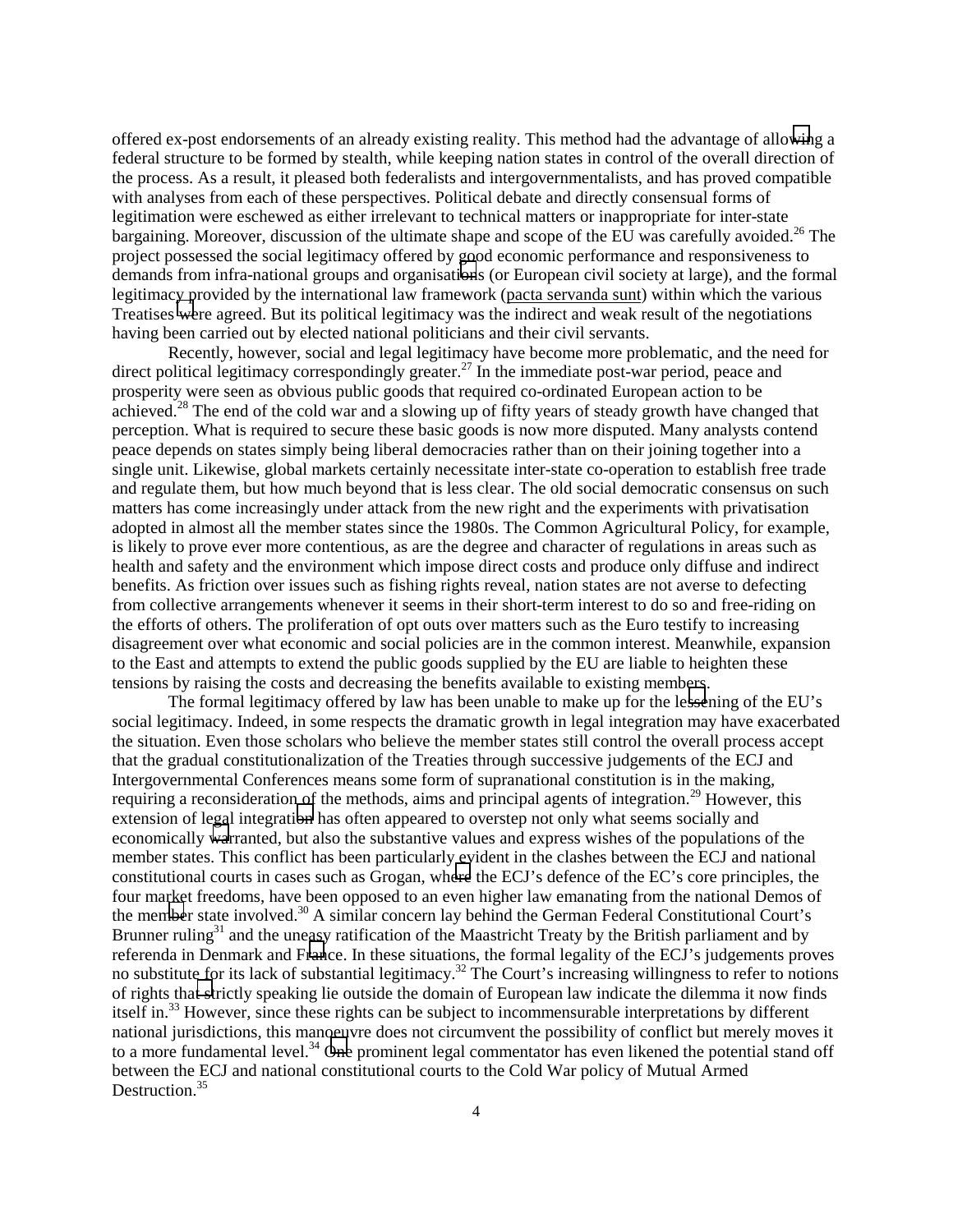offered ex-post endorsements of an already existing reality. This method had the advantage of allowing a federal structure to be formed by stealth, while keeping nation states in control of the overall direction of the process. As a result, it pleased both federalists and intergovernmentalists, and has proved compatible with analyses from each of these perspectives. Political debate and directly consensual forms of legitimation were eschewed as either irrelevant to technical matters or inappropriate for inter-state bargaining. Moreover, discussion of the ultimate shape and scope of the EU was carefully avoided.[26] The project possessed the social legitimacy offered by good economic performance and responsiveness to demands from infra-national groups and organisations (or European civil society at large), and the formal legitimacy provided by the international law framework (pacta servanda sunt) within which the various Treatises were agreed. But its political legitimacy was the indirect and weak result of the negotiations having been carried out by elected national politicians and their civil servants.

Recently, however, social and legal legitimacy have become more problematic, and the need for direct political legitimacy correspondingly greater.[27] In the immediate post-war period, peace and prosperity were seen as obvious public goods that required co-ordinated European action to be achieved.[28] The end of the cold war and a slowing up of fifty years of steady growth have changed that perception. What is required to secure these basic goods is now more disputed. Many analysts contend peace depends on states simply being liberal democracies rather than on their joining together into a single unit. Likewise, global markets certainly necessitate inter-state co-operation to establish free trade and regulate them, but how much beyond that is less clear. The old social democratic consensus on such matters has come increasingly under attack from the new right and the experiments with privatisation adopted in almost all the member states since the 1980s. The Common Agricultural Policy, for example, is likely to prove ever more contentious, as are the degree and character of regulations in areas such as health and safety and the environment which impose direct costs and produce only diffuse and indirect benefits. As friction over issues such as fishing rights reveal, nation states are not averse to defecting from collective arrangements whenever it seems in their short-term interest to do so and free-riding on the efforts of others. The proliferation of opt outs over matters such as the Euro testify to increasing disagreement over what economic and social policies are in the common interest. Meanwhile, expansion to the East and attempts to extend the public goods supplied by the EU are liable to heighten these tensions by raising the costs and decreasing the benefits available to existing members.

The formal legitimacy offered by law has been unable to make up for the lessening of the EU's social legitimacy. Indeed, in some respects the dramatic growth in legal integration may have exacerbated the situation. Even those scholars who believe the member states still control the overall process accept that the gradual constitutionalization of the Treaties through successive judgements of the ECJ and Intergovernmental Conferences means some form of supranational constitution is in the making, requiring a reconsideration of the methods, aims and principal agents of integration.[29] However, this extension of legal integration has often appeared to overstep not only what seems socially and economically warranted, but also the substantive values and express wishes of the populations of the member states. This conflict has been particularly evident in the clashes between the ECJ and national constitutional courts in cases such as Grogan, where the ECJ's defence of the EC's core principles, the four market freedoms, have been opposed to an even higher law emanating from the national Demos of the member state involved.[30] A similar concern lay behind the German Federal Constitutional Court's Brunner ruling[31] and the uneasy ratification of the Maastricht Treaty by the British parliament and by referenda in Denmark and France. In these situations, the formal legality of the ECJ's judgements proves no substitute for its lack of substantial legitimacy.[32] The Court's increasing willingness to refer to notions of rights that strictly speaking lie outside the domain of European law indicate the dilemma it now finds itself in.[33] However, since these rights can be subject to incommensurable interpretations by different national jurisdictions, this manoeuvre does not circumvent the possibility of conflict but merely moves it to a more fundamental level.[34] One prominent legal commentator has even likened the potential stand off between the ECJ and national constitutional courts to the Cold War policy of Mutual Armed Destruction.[35]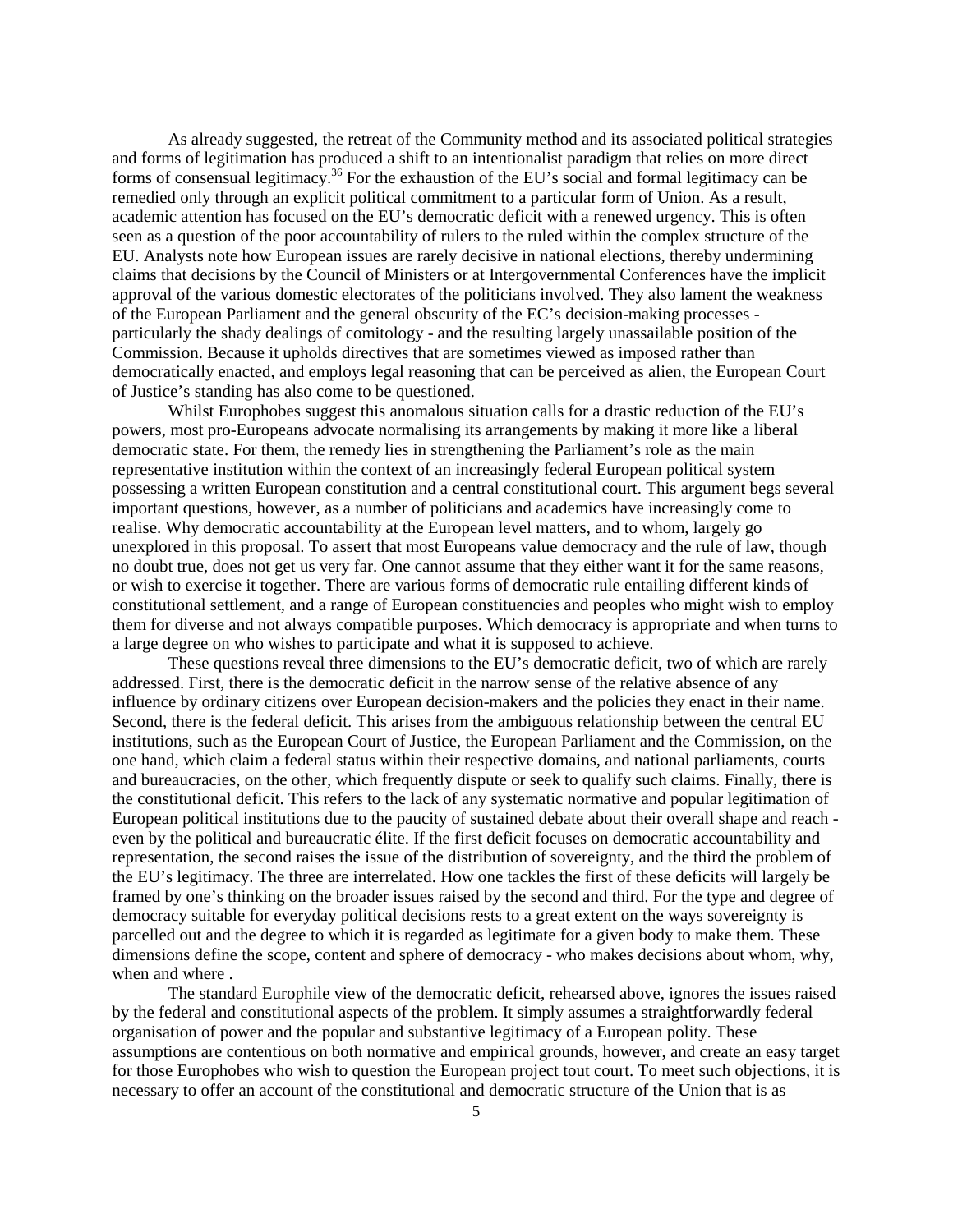As already suggested, the retreat of the Community method and its associated political strategies and forms of legitimation has produced a shift to an intentionalist paradigm that relies on more direct forms of consensual legitimacy.[36] For the exhaustion of the EU's social and formal legitimacy can be remedied only through an explicit political commitment to a particular form of Union. As a result, academic attention has focused on the EU's democratic deficit with a renewed urgency. This is often seen as a question of the poor accountability of rulers to the ruled within the complex structure of the EU. Analysts note how European issues are rarely decisive in national elections, thereby undermining claims that decisions by the Council of Ministers or at Intergovernmental Conferences have the implicit approval of the various domestic electorates of the politicians involved. They also lament the weakness of the European Parliament and the general obscurity of the EC's decision-making processes - particularly the shady dealings of comitology - and the resulting largely unassailable position of the Commission. Because it upholds directives that are sometimes viewed as imposed rather than democratically enacted, and employs legal reasoning that can be perceived as alien, the European Court of Justice's standing has also come to be questioned.

Whilst Europhobes suggest this anomalous situation calls for a drastic reduction of the EU's powers, most pro-Europeans advocate normalising its arrangements by making it more like a liberal democratic state. For them, the remedy lies in strengthening the Parliament's role as the main representative institution within the context of an increasingly federal European political system possessing a written European constitution and a central constitutional court. This argument begs several important questions, however, as a number of politicians and academics have increasingly come to realise. Why democratic accountability at the European level matters, and to whom, largely go unexplored in this proposal. To assert that most Europeans value democracy and the rule of law, though no doubt true, does not get us very far. One cannot assume that they either want it for the same reasons, or wish to exercise it together. There are various forms of democratic rule entailing different kinds of constitutional settlement, and a range of European constituencies and peoples who might wish to employ them for diverse and not always compatible purposes. Which democracy is appropriate and when turns to a large degree on who wishes to participate and what it is supposed to achieve.

These questions reveal three dimensions to the EU's democratic deficit, two of which are rarely addressed. First, there is the democratic deficit in the narrow sense of the relative absence of any influence by ordinary citizens over European decision-makers and the policies they enact in their name. Second, there is the federal deficit. This arises from the ambiguous relationship between the central EU institutions, such as the European Court of Justice, the European Parliament and the Commission, on the one hand, which claim a federal status within their respective domains, and national parliaments, courts and bureaucracies, on the other, which frequently dispute or seek to qualify such claims. Finally, there is the constitutional deficit. This refers to the lack of any systematic normative and popular legitimation of European political institutions due to the paucity of sustained debate about their overall shape and reach - even by the political and bureaucratic élite. If the first deficit focuses on democratic accountability and representation, the second raises the issue of the distribution of sovereignty, and the third the problem of the EU's legitimacy. The three are interrelated. How one tackles the first of these deficits will largely be framed by one's thinking on the broader issues raised by the second and third. For the type and degree of democracy suitable for everyday political decisions rests to a great extent on the ways sovereignty is parcelled out and the degree to which it is regarded as legitimate for a given body to make them. These dimensions define the scope, content and sphere of democracy - who makes decisions about whom, why, when and where .

The standard Europhile view of the democratic deficit, rehearsed above, ignores the issues raised by the federal and constitutional aspects of the problem. It simply assumes a straightforwardly federal organisation of power and the popular and substantive legitimacy of a European polity. These assumptions are contentious on both normative and empirical grounds, however, and create an easy target for those Europhobes who wish to question the European project tout court. To meet such objections, it is necessary to offer an account of the constitutional and democratic structure of the Union that is as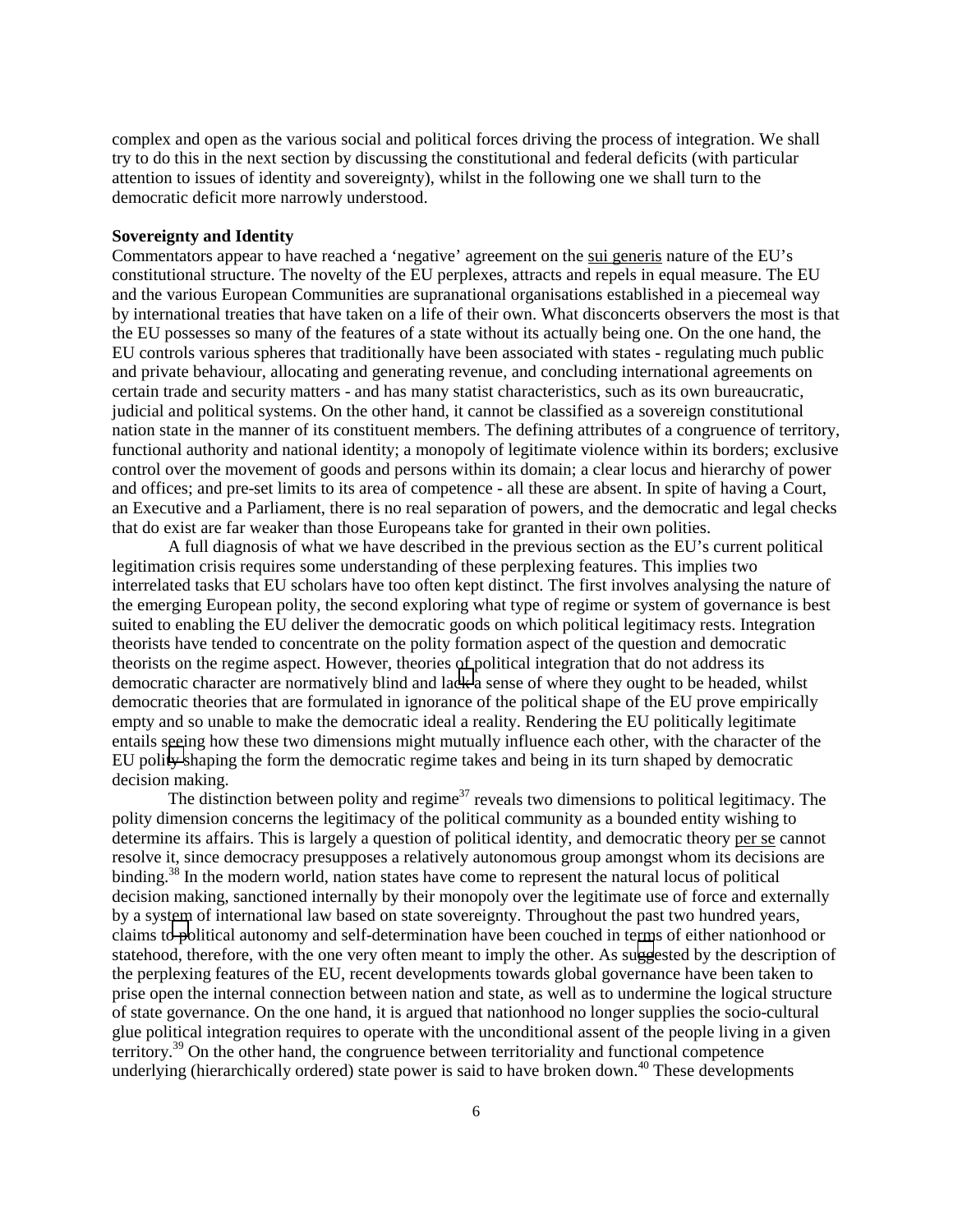complex and open as the various social and political forces driving the process of integration. We shall try to do this in the next section by discussing the constitutional and federal deficits (with particular attention to issues of identity and sovereignty), whilst in the following one we shall turn to the democratic deficit more narrowly understood.

**Sovereignty and Identity**

Commentators appear to have reached a 'negative' agreement on the sui generis nature of the EU's constitutional structure. The novelty of the EU perplexes, attracts and repels in equal measure. The EU and the various European Communities are supranational organisations established in a piecemeal way by international treaties that have taken on a life of their own. What disconcerts observers the most is that the EU possesses so many of the features of a state without its actually being one. On the one hand, the EU controls various spheres that traditionally have been associated with states - regulating much public and private behaviour, allocating and generating revenue, and concluding international agreements on certain trade and security matters - and has many statist characteristics, such as its own bureaucratic, judicial and political systems. On the other hand, it cannot be classified as a sovereign constitutional nation state in the manner of its constituent members. The defining attributes of a congruence of territory, functional authority and national identity; a monopoly of legitimate violence within its borders; exclusive control over the movement of goods and persons within its domain; a clear locus and hierarchy of power and offices; and pre-set limits to its area of competence - all these are absent. In spite of having a Court, an Executive and a Parliament, there is no real separation of powers, and the democratic and legal checks that do exist are far weaker than those Europeans take for granted in their own polities.

A full diagnosis of what we have described in the previous section as the EU's current political legitimation crisis requires some understanding of these perplexing features. This implies two interrelated tasks that EU scholars have too often kept distinct. The first involves analysing the nature of the emerging European polity, the second exploring what type of regime or system of governance is best suited to enabling the EU deliver the democratic goods on which political legitimacy rests. Integration theorists have tended to concentrate on the polity formation aspect of the question and democratic theorists on the regime aspect. However, theories of political integration that do not address its democratic character are normatively blind and lack a sense of where they ought to be headed, whilst democratic theories that are formulated in ignorance of the political shape of the EU prove empirically empty and so unable to make the democratic ideal a reality. Rendering the EU politically legitimate entails seeing how these two dimensions might mutually influence each other, with the character of the EU polity shaping the form the democratic regime takes and being in its turn shaped by democratic decision making.

The distinction between polity and regime[37] reveals two dimensions to political legitimacy. The polity dimension concerns the legitimacy of the political community as a bounded entity wishing to determine its affairs. This is largely a question of political identity, and democratic theory per se cannot resolve it, since democracy presupposes a relatively autonomous group amongst whom its decisions are binding.[38] In the modern world, nation states have come to represent the natural locus of political decision making, sanctioned internally by their monopoly over the legitimate use of force and externally by a system of international law based on state sovereignty. Throughout the past two hundred years, claims to political autonomy and self-determination have been couched in terms of either nationhood or statehood, therefore, with the one very often meant to imply the other. As suggested by the description of the perplexing features of the EU, recent developments towards global governance have been taken to prise open the internal connection between nation and state, as well as to undermine the logical structure of state governance. On the one hand, it is argued that nationhood no longer supplies the socio-cultural glue political integration requires to operate with the unconditional assent of the people living in a given territory.[39] On the other hand, the congruence between territoriality and functional competence underlying (hierarchically ordered) state power is said to have broken down.[40] These developments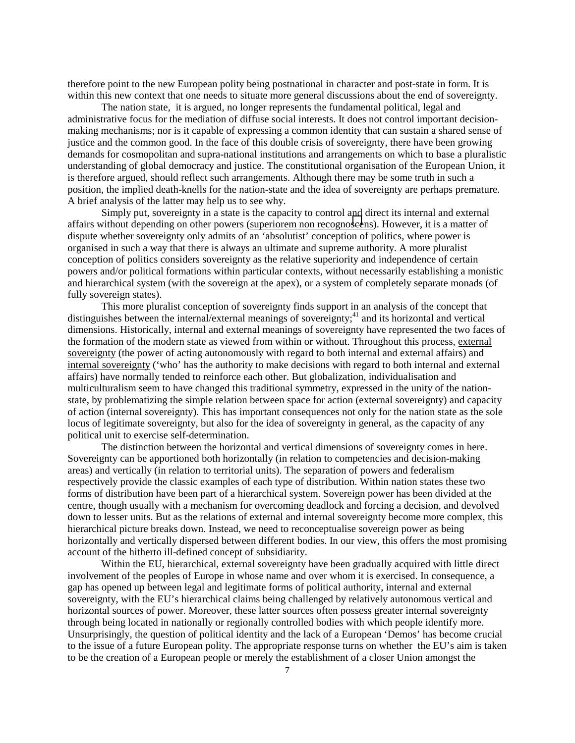therefore point to the new European polity being postnational in character and post-state in form. It is within this new context that one needs to situate more general discussions about the end of sovereignty.

The nation state, it is argued, no longer represents the fundamental political, legal and administrative focus for the mediation of diffuse social interests. It does not control important decision-making mechanisms; nor is it capable of expressing a common identity that can sustain a shared sense of justice and the common good. In the face of this double crisis of sovereignty, there have been growing demands for cosmopolitan and supra-national institutions and arrangements on which to base a pluralistic understanding of global democracy and justice. The constitutional organisation of the European Union, it is therefore argued, should reflect such arrangements. Although there may be some truth in such a position, the implied death-knells for the nation-state and the idea of sovereignty are perhaps premature. A brief analysis of the latter may help us to see why.

Simply put, sovereignty in a state is the capacity to control and direct its internal and external affairs without depending on other powers (superiorem non recognoscens). However, it is a matter of dispute whether sovereignty only admits of an 'absolutist' conception of politics, where power is organised in such a way that there is always an ultimate and supreme authority. A more pluralist conception of politics considers sovereignty as the relative superiority and independence of certain powers and/or political formations within particular contexts, without necessarily establishing a monistic and hierarchical system (with the sovereign at the apex), or a system of completely separate monads (of fully sovereign states).

This more pluralist conception of sovereignty finds support in an analysis of the concept that distinguishes between the internal/external meanings of sovereignty;[41] and its horizontal and vertical dimensions. Historically, internal and external meanings of sovereignty have represented the two faces of the formation of the modern state as viewed from within or without. Throughout this process, external sovereignty (the power of acting autonomously with regard to both internal and external affairs) and internal sovereignty ('who' has the authority to make decisions with regard to both internal and external affairs) have normally tended to reinforce each other. But globalization, individualisation and multiculturalism seem to have changed this traditional symmetry, expressed in the unity of the nation-state, by problematizing the simple relation between space for action (external sovereignty) and capacity of action (internal sovereignty). This has important consequences not only for the nation state as the sole locus of legitimate sovereignty, but also for the idea of sovereignty in general, as the capacity of any political unit to exercise self-determination.

The distinction between the horizontal and vertical dimensions of sovereignty comes in here. Sovereignty can be apportioned both horizontally (in relation to competencies and decision-making areas) and vertically (in relation to territorial units). The separation of powers and federalism respectively provide the classic examples of each type of distribution. Within nation states these two forms of distribution have been part of a hierarchical system. Sovereign power has been divided at the centre, though usually with a mechanism for overcoming deadlock and forcing a decision, and devolved down to lesser units. But as the relations of external and internal sovereignty become more complex, this hierarchical picture breaks down. Instead, we need to reconceptualise sovereign power as being horizontally and vertically dispersed between different bodies. In our view, this offers the most promising account of the hitherto ill-defined concept of subsidiarity.

Within the EU, hierarchical, external sovereignty have been gradually acquired with little direct involvement of the peoples of Europe in whose name and over whom it is exercised. In consequence, a gap has opened up between legal and legitimate forms of political authority, internal and external sovereignty, with the EU's hierarchical claims being challenged by relatively autonomous vertical and horizontal sources of power. Moreover, these latter sources often possess greater internal sovereignty through being located in nationally or regionally controlled bodies with which people identify more. Unsurprisingly, the question of political identity and the lack of a European 'Demos' has become crucial to the issue of a future European polity. The appropriate response turns on whether the EU's aim is taken to be the creation of a European people or merely the establishment of a closer Union amongst the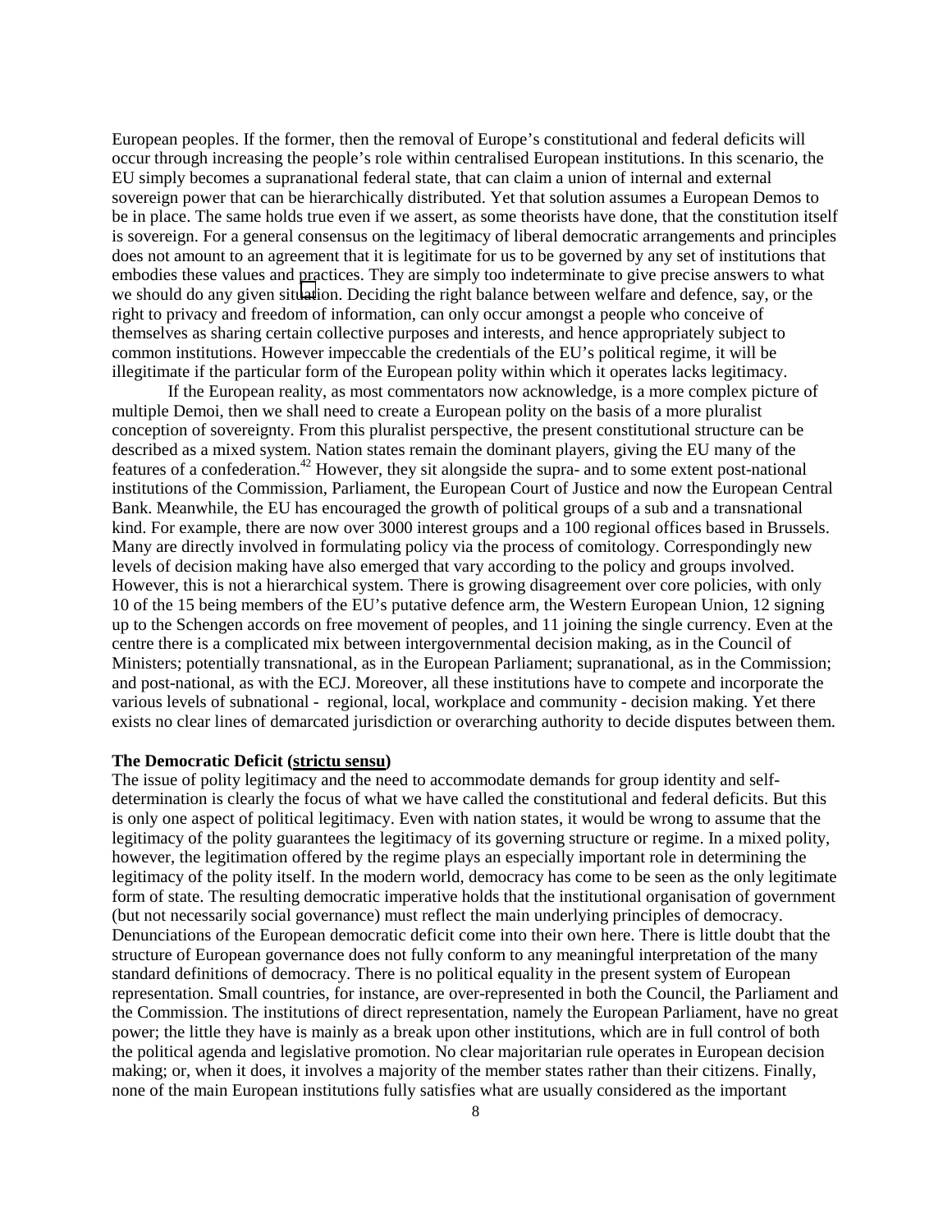European peoples. If the former, then the removal of Europe's constitutional and federal deficits will occur through increasing the people's role within centralised European institutions. In this scenario, the EU simply becomes a supranational federal state, that can claim a union of internal and external sovereign power that can be hierarchically distributed. Yet that solution assumes a European Demos to be in place. The same holds true even if we assert, as some theorists have done, that the constitution itself is sovereign. For a general consensus on the legitimacy of liberal democratic arrangements and principles does not amount to an agreement that it is legitimate for us to be governed by any set of institutions that embodies these values and practices. They are simply too indeterminate to give precise answers to what we should do any given situation. Deciding the right balance between welfare and defence, say, or the right to privacy and freedom of information, can only occur amongst a people who conceive of themselves as sharing certain collective purposes and interests, and hence appropriately subject to common institutions. However impeccable the credentials of the EU's political regime, it will be illegitimate if the particular form of the European polity within which it operates lacks legitimacy.

If the European reality, as most commentators now acknowledge, is a more complex picture of multiple Demoi, then we shall need to create a European polity on the basis of a more pluralist conception of sovereignty. From this pluralist perspective, the present constitutional structure can be described as a mixed system. Nation states remain the dominant players, giving the EU many of the features of a confederation.[42] However, they sit alongside the supra- and to some extent post-national institutions of the Commission, Parliament, the European Court of Justice and now the European Central Bank. Meanwhile, the EU has encouraged the growth of political groups of a sub and a transnational kind. For example, there are now over 3000 interest groups and a 100 regional offices based in Brussels. Many are directly involved in formulating policy via the process of comitology. Correspondingly new levels of decision making have also emerged that vary according to the policy and groups involved. However, this is not a hierarchical system. There is growing disagreement over core policies, with only 10 of the 15 being members of the EU's putative defence arm, the Western European Union, 12 signing up to the Schengen accords on free movement of peoples, and 11 joining the single currency. Even at the centre there is a complicated mix between intergovernmental decision making, as in the Council of Ministers; potentially transnational, as in the European Parliament; supranational, as in the Commission; and post-national, as with the ECJ. Moreover, all these institutions have to compete and incorporate the various levels of subnational - regional, local, workplace and community - decision making. Yet there exists no clear lines of demarcated jurisdiction or overarching authority to decide disputes between them.

### The Democratic Deficit (strictu sensu)

The issue of polity legitimacy and the need to accommodate demands for group identity and self-determination is clearly the focus of what we have called the constitutional and federal deficits. But this is only one aspect of political legitimacy. Even with nation states, it would be wrong to assume that the legitimacy of the polity guarantees the legitimacy of its governing structure or regime. In a mixed polity, however, the legitimation offered by the regime plays an especially important role in determining the legitimacy of the polity itself. In the modern world, democracy has come to be seen as the only legitimate form of state. The resulting democratic imperative holds that the institutional organisation of government (but not necessarily social governance) must reflect the main underlying principles of democracy. Denunciations of the European democratic deficit come into their own here. There is little doubt that the structure of European governance does not fully conform to any meaningful interpretation of the many standard definitions of democracy. There is no political equality in the present system of European representation. Small countries, for instance, are over-represented in both the Council, the Parliament and the Commission. The institutions of direct representation, namely the European Parliament, have no great power; the little they have is mainly as a break upon other institutions, which are in full control of both the political agenda and legislative promotion. No clear majoritarian rule operates in European decision making; or, when it does, it involves a majority of the member states rather than their citizens. Finally, none of the main European institutions fully satisfies what are usually considered as the important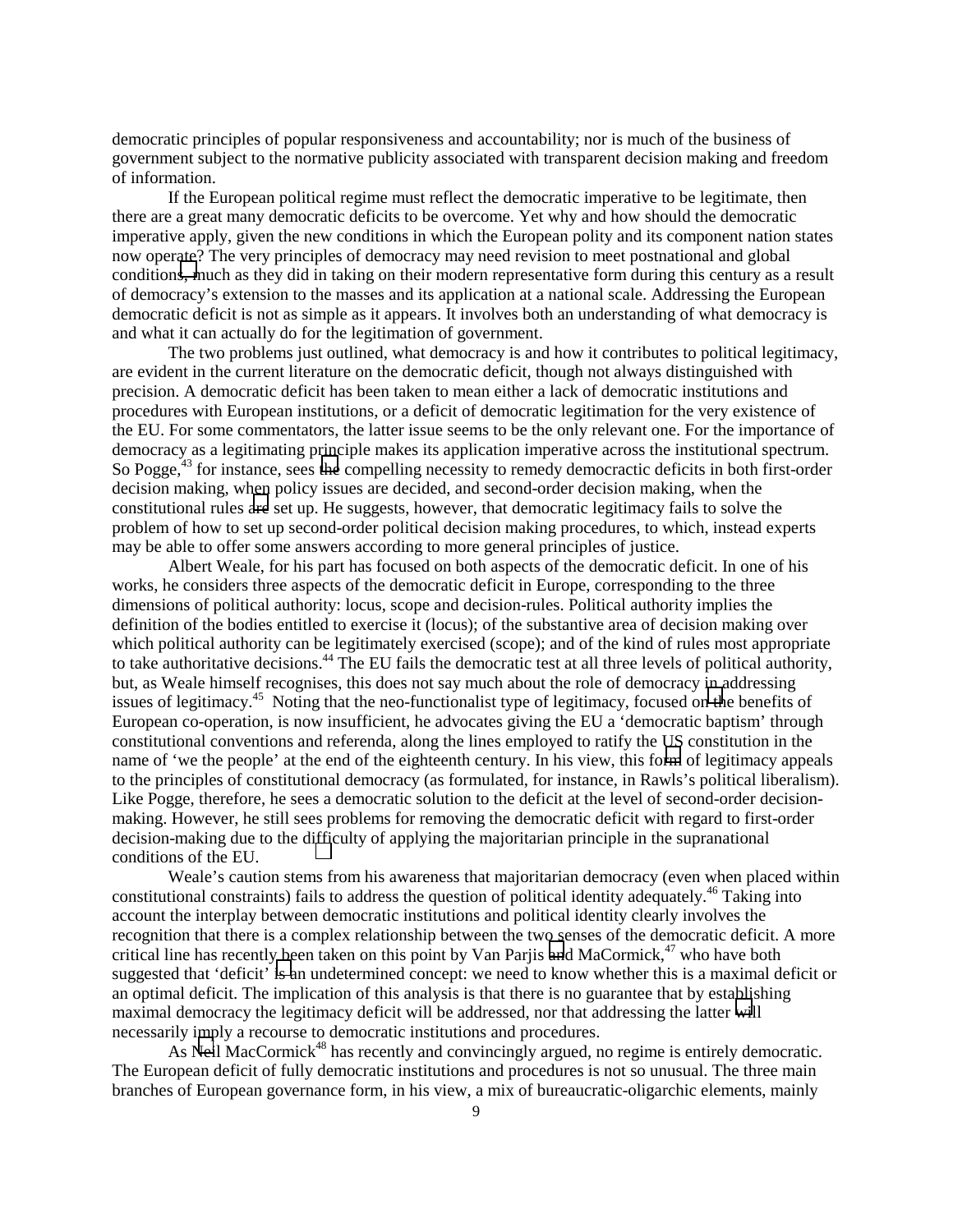democratic principles of popular responsiveness and accountability; nor is much of the business of government subject to the normative publicity associated with transparent decision making and freedom of information.

If the European political regime must reflect the democratic imperative to be legitimate, then there are a great many democratic deficits to be overcome. Yet why and how should the democratic imperative apply, given the new conditions in which the European polity and its component nation states now operate? The very principles of democracy may need revision to meet postnational and global conditions, much as they did in taking on their modern representative form during this century as a result of democracy's extension to the masses and its application at a national scale. Addressing the European democratic deficit is not as simple as it appears. It involves both an understanding of what democracy is and what it can actually do for the legitimation of government.

The two problems just outlined, what democracy is and how it contributes to political legitimacy, are evident in the current literature on the democratic deficit, though not always distinguished with precision. A democratic deficit has been taken to mean either a lack of democratic institutions and procedures with European institutions, or a deficit of democratic legitimation for the very existence of the EU. For some commentators, the latter issue seems to be the only relevant one. For the importance of democracy as a legitimating principle makes its application imperative across the institutional spectrum. So Pogge,[43] for instance, sees the compelling necessity to remedy democractic deficits in both first-order decision making, when policy issues are decided, and second-order decision making, when the constitutional rules are set up. He suggests, however, that democratic legitimacy fails to solve the problem of how to set up second-order political decision making procedures, to which, instead experts may be able to offer some answers according to more general principles of justice.

Albert Weale, for his part has focused on both aspects of the democratic deficit. In one of his works, he considers three aspects of the democratic deficit in Europe, corresponding to the three dimensions of political authority: locus, scope and decision-rules. Political authority implies the definition of the bodies entitled to exercise it (locus); of the substantive area of decision making over which political authority can be legitimately exercised (scope); and of the kind of rules most appropriate to take authoritative decisions.[44] The EU fails the democratic test at all three levels of political authority, but, as Weale himself recognises, this does not say much about the role of democracy in addressing issues of legitimacy.[45] Noting that the neo-functionalist type of legitimacy, focused on the benefits of European co-operation, is now insufficient, he advocates giving the EU a 'democratic baptism' through constitutional conventions and referenda, along the lines employed to ratify the US constitution in the name of 'we the people' at the end of the eighteenth century. In his view, this form of legitimacy appeals to the principles of constitutional democracy (as formulated, for instance, in Rawls's political liberalism). Like Pogge, therefore, he sees a democratic solution to the deficit at the level of second-order decision-making. However, he still sees problems for removing the democratic deficit with regard to first-order decision-making due to the difficulty of applying the majoritarian principle in the supranational conditions of the EU.

Weale's caution stems from his awareness that majoritarian democracy (even when placed within constitutional constraints) fails to address the question of political identity adequately.[46] Taking into account the interplay between democratic institutions and political identity clearly involves the recognition that there is a complex relationship between the two senses of the democratic deficit. A more critical line has recently been taken on this point by Van Parjis and MaCormick,[47] who have both suggested that 'deficit' is an undetermined concept: we need to know whether this is a maximal deficit or an optimal deficit. The implication of this analysis is that there is no guarantee that by establishing maximal democracy the legitimacy deficit will be addressed, nor that addressing the latter will necessarily imply a recourse to democratic institutions and procedures.

As Neil MacCormick[48] has recently and convincingly argued, no regime is entirely democratic. The European deficit of fully democratic institutions and procedures is not so unusual. The three main branches of European governance form, in his view, a mix of bureaucratic-oligarchic elements, mainly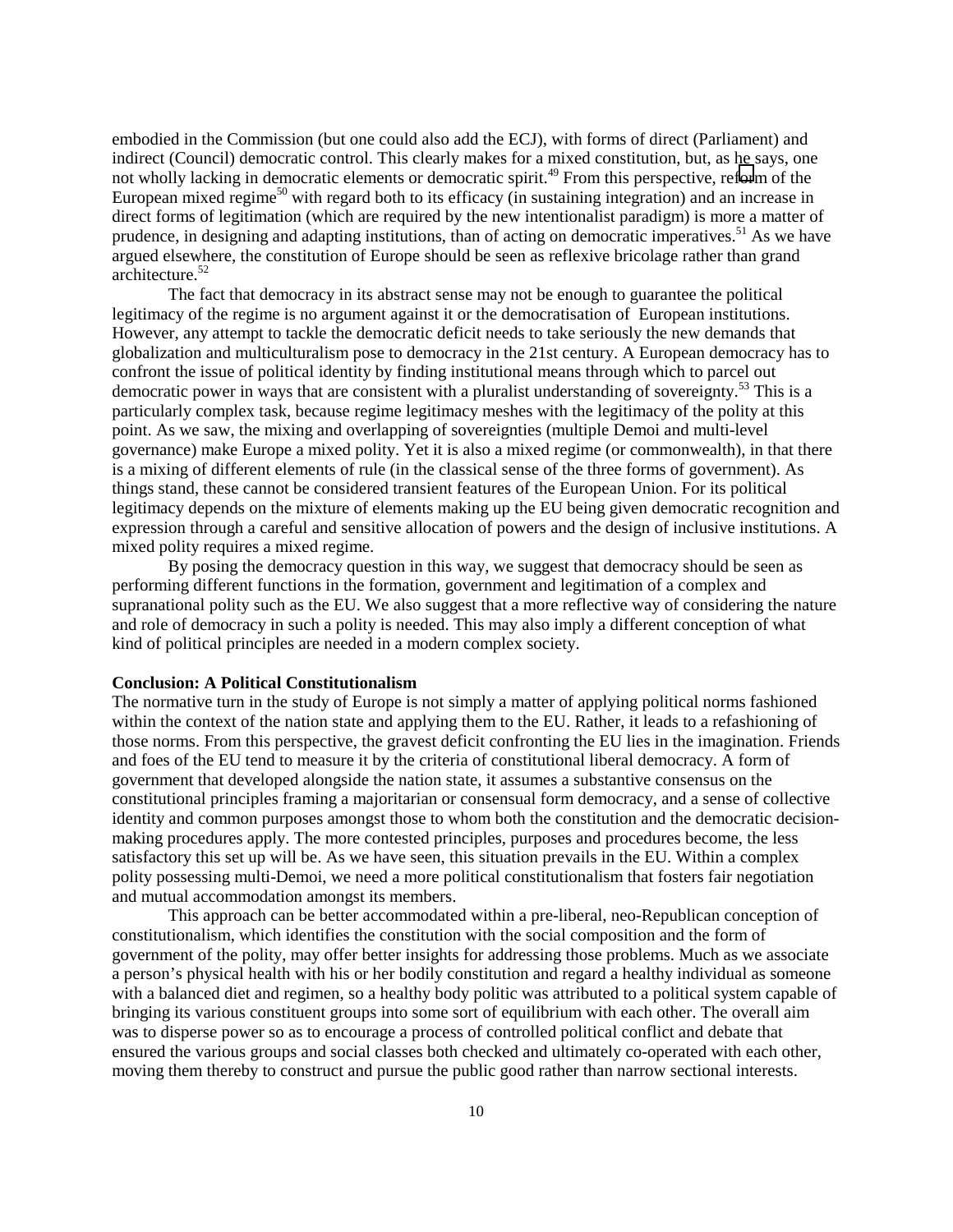embodied in the Commission (but one could also add the ECJ), with forms of direct (Parliament) and indirect (Council) democratic control. This clearly makes for a mixed constitution, but, as he says, one not wholly lacking in democratic elements or democratic spirit.[49] From this perspective, reform of the European mixed regime[50] with regard both to its efficacy (in sustaining integration) and an increase in direct forms of legitimation (which are required by the new intentionalist paradigm) is more a matter of prudence, in designing and adapting institutions, than of acting on democratic imperatives.[51] As we have argued elsewhere, the constitution of Europe should be seen as reflexive bricolage rather than grand architecture.[52]

The fact that democracy in its abstract sense may not be enough to guarantee the political legitimacy of the regime is no argument against it or the democratisation of European institutions. However, any attempt to tackle the democratic deficit needs to take seriously the new demands that globalization and multiculturalism pose to democracy in the 21st century. A European democracy has to confront the issue of political identity by finding institutional means through which to parcel out democratic power in ways that are consistent with a pluralist understanding of sovereignty.[53] This is a particularly complex task, because regime legitimacy meshes with the legitimacy of the polity at this point. As we saw, the mixing and overlapping of sovereignties (multiple Demoi and multi-level governance) make Europe a mixed polity. Yet it is also a mixed regime (or commonwealth), in that there is a mixing of different elements of rule (in the classical sense of the three forms of government). As things stand, these cannot be considered transient features of the European Union. For its political legitimacy depends on the mixture of elements making up the EU being given democratic recognition and expression through a careful and sensitive allocation of powers and the design of inclusive institutions. A mixed polity requires a mixed regime.

By posing the democracy question in this way, we suggest that democracy should be seen as performing different functions in the formation, government and legitimation of a complex and supranational polity such as the EU. We also suggest that a more reflective way of considering the nature and role of democracy in such a polity is needed. This may also imply a different conception of what kind of political principles are needed in a modern complex society.

**Conclusion: A Political Constitutionalism**

The normative turn in the study of Europe is not simply a matter of applying political norms fashioned within the context of the nation state and applying them to the EU. Rather, it leads to a refashioning of those norms. From this perspective, the gravest deficit confronting the EU lies in the imagination. Friends and foes of the EU tend to measure it by the criteria of constitutional liberal democracy. A form of government that developed alongside the nation state, it assumes a substantive consensus on the constitutional principles framing a majoritarian or consensual form democracy, and a sense of collective identity and common purposes amongst those to whom both the constitution and the democratic decision-making procedures apply. The more contested principles, purposes and procedures become, the less satisfactory this set up will be. As we have seen, this situation prevails in the EU. Within a complex polity possessing multi-Demoi, we need a more political constitutionalism that fosters fair negotiation and mutual accommodation amongst its members.

This approach can be better accommodated within a pre-liberal, neo-Republican conception of constitutionalism, which identifies the constitution with the social composition and the form of government of the polity, may offer better insights for addressing those problems. Much as we associate a person's physical health with his or her bodily constitution and regard a healthy individual as someone with a balanced diet and regimen, so a healthy body politic was attributed to a political system capable of bringing its various constituent groups into some sort of equilibrium with each other. The overall aim was to disperse power so as to encourage a process of controlled political conflict and debate that ensured the various groups and social classes both checked and ultimately co-operated with each other, moving them thereby to construct and pursue the public good rather than narrow sectional interests.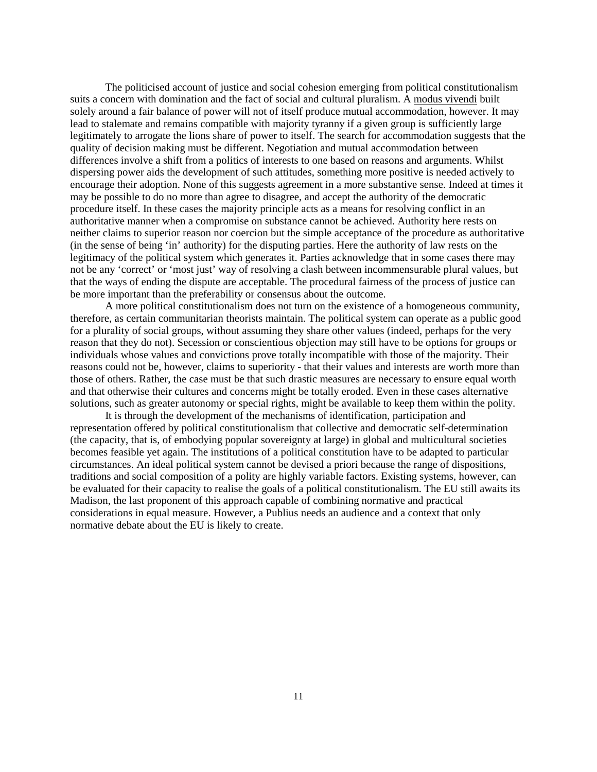The politicised account of justice and social cohesion emerging from political constitutionalism suits a concern with domination and the fact of social and cultural pluralism. A modus vivendi built solely around a fair balance of power will not of itself produce mutual accommodation, however. It may lead to stalemate and remains compatible with majority tyranny if a given group is sufficiently large legitimately to arrogate the lions share of power to itself. The search for accommodation suggests that the quality of decision making must be different. Negotiation and mutual accommodation between differences involve a shift from a politics of interests to one based on reasons and arguments. Whilst dispersing power aids the development of such attitudes, something more positive is needed actively to encourage their adoption. None of this suggests agreement in a more substantive sense. Indeed at times it may be possible to do no more than agree to disagree, and accept the authority of the democratic procedure itself. In these cases the majority principle acts as a means for resolving conflict in an authoritative manner when a compromise on substance cannot be achieved. Authority here rests on neither claims to superior reason nor coercion but the simple acceptance of the procedure as authoritative (in the sense of being 'in' authority) for the disputing parties. Here the authority of law rests on the legitimacy of the political system which generates it. Parties acknowledge that in some cases there may not be any 'correct' or 'most just' way of resolving a clash between incommensurable plural values, but that the ways of ending the dispute are acceptable. The procedural fairness of the process of justice can be more important than the preferability or consensus about the outcome.

A more political constitutionalism does not turn on the existence of a homogeneous community, therefore, as certain communitarian theorists maintain. The political system can operate as a public good for a plurality of social groups, without assuming they share other values (indeed, perhaps for the very reason that they do not). Secession or conscientious objection may still have to be options for groups or individuals whose values and convictions prove totally incompatible with those of the majority. Their reasons could not be, however, claims to superiority - that their values and interests are worth more than those of others. Rather, the case must be that such drastic measures are necessary to ensure equal worth and that otherwise their cultures and concerns might be totally eroded. Even in these cases alternative solutions, such as greater autonomy or special rights, might be available to keep them within the polity.

It is through the development of the mechanisms of identification, participation and representation offered by political constitutionalism that collective and democratic self-determination (the capacity, that is, of embodying popular sovereignty at large) in global and multicultural societies becomes feasible yet again. The institutions of a political constitution have to be adapted to particular circumstances. An ideal political system cannot be devised a priori because the range of dispositions, traditions and social composition of a polity are highly variable factors. Existing systems, however, can be evaluated for their capacity to realise the goals of a political constitutionalism. The EU still awaits its Madison, the last proponent of this approach capable of combining normative and practical considerations in equal measure. However, a Publius needs an audience and a context that only normative debate about the EU is likely to create.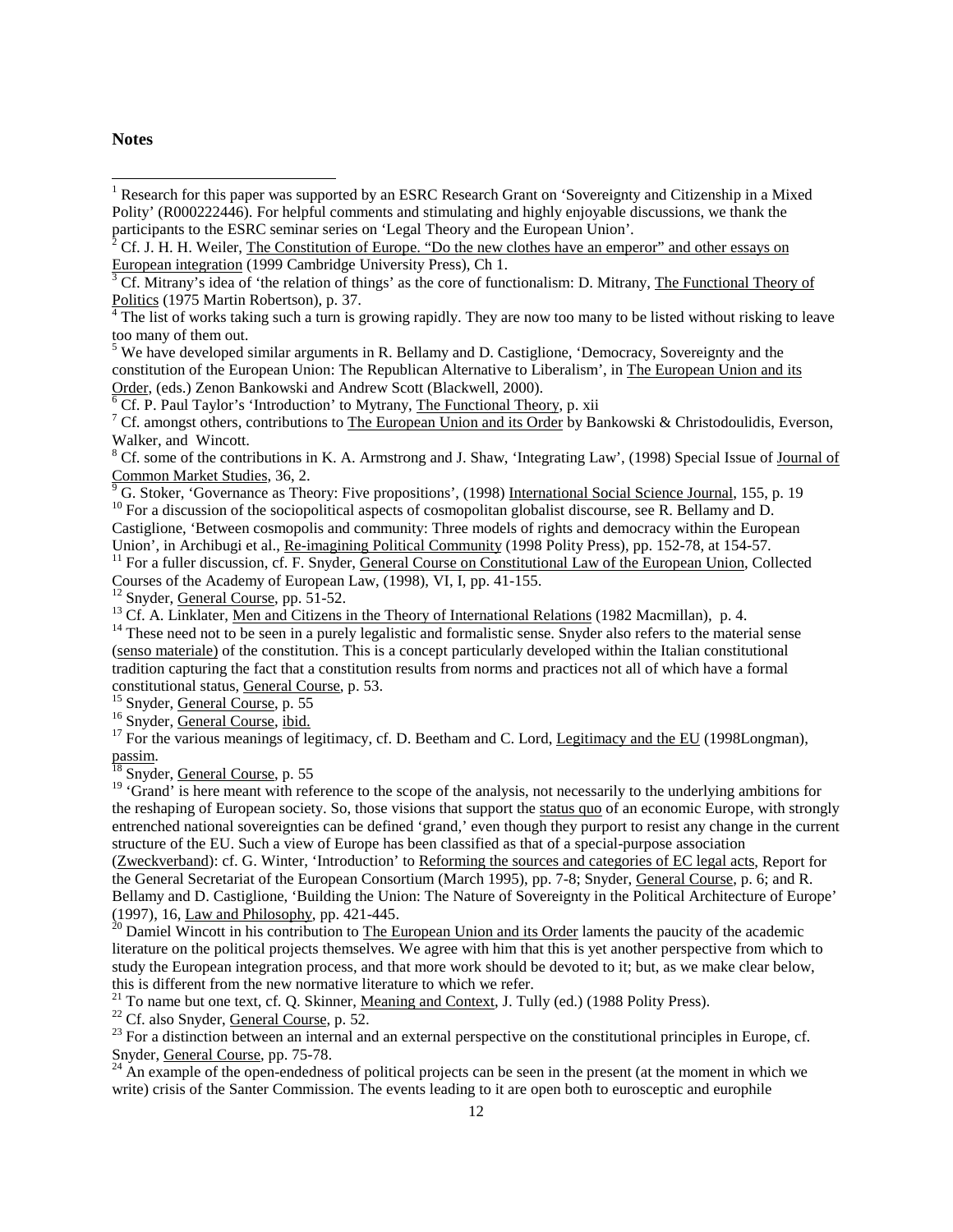**Notes**

[1] Research for this paper was supported by an ESRC Research Grant on 'Sovereignty and Citizenship in a Mixed Polity' (R000222446). For helpful comments and stimulating and highly enjoyable discussions, we thank the participants to the ESRC seminar series on 'Legal Theory and the European Union'.

[2] Cf. J. H. H. Weiler, The Constitution of Europe. "Do the new clothes have an emperor" and other essays on European integration (1999 Cambridge University Press), Ch 1.

[3] Cf. Mitrany's idea of 'the relation of things' as the core of functionalism: D. Mitrany, The Functional Theory of Politics (1975 Martin Robertson), p. 37.

[4] The list of works taking such a turn is growing rapidly. They are now too many to be listed without risking to leave too many of them out.

[5] We have developed similar arguments in R. Bellamy and D. Castiglione, 'Democracy, Sovereignty and the constitution of the European Union: The Republican Alternative to Liberalism', in The European Union and its Order, (eds.) Zenon Bankowski and Andrew Scott (Blackwell, 2000).

[6] Cf. P. Paul Taylor's 'Introduction' to Mytrany, The Functional Theory, p. xii

[7] Cf. amongst others, contributions to The European Union and its Order by Bankowski & Christodoulidis, Everson, Walker, and Wincott.

[8] Cf. some of the contributions in K. A. Armstrong and J. Shaw, 'Integrating Law', (1998) Special Issue of Journal of Common Market Studies, 36, 2.

[9] G. Stoker, 'Governance as Theory: Five propositions', (1998) International Social Science Journal, 155, p. 19

[10] For a discussion of the sociopolitical aspects of cosmopolitan globalist discourse, see R. Bellamy and D. Castiglione, 'Between cosmopolis and community: Three models of rights and democracy within the European Union', in Archibugi et al., Re-imagining Political Community (1998 Polity Press), pp. 152-78, at 154-57.

[11] For a fuller discussion, cf. F. Snyder, General Course on Constitutional Law of the European Union, Collected Courses of the Academy of European Law, (1998), VI, I, pp. 41-155.

[12] Snyder, General Course, pp. 51-52.

[13] Cf. A. Linklater, Men and Citizens in the Theory of International Relations (1982 Macmillan), p. 4.

[14] These need not to be seen in a purely legalistic and formalistic sense. Snyder also refers to the material sense (senso materiale) of the constitution. This is a concept particularly developed within the Italian constitutional tradition capturing the fact that a constitution results from norms and practices not all of which have a formal constitutional status, General Course, p. 53.

[15] Snyder, General Course, p. 55

[16] Snyder, General Course, ibid.

[17] For the various meanings of legitimacy, cf. D. Beetham and C. Lord, Legitimacy and the EU (1998Longman), passim.

[18] Snyder, General Course, p. 55

[19] 'Grand' is here meant with reference to the scope of the analysis, not necessarily to the underlying ambitions for the reshaping of European society. So, those visions that support the status quo of an economic Europe, with strongly entrenched national sovereignties can be defined 'grand,' even though they purport to resist any change in the current structure of the EU. Such a view of Europe has been classified as that of a special-purpose association (Zweckverband): cf. G. Winter, 'Introduction' to Reforming the sources and categories of EC legal acts, Report for the General Secretariat of the European Consortium (March 1995), pp. 7-8; Snyder, General Course, p. 6; and R. Bellamy and D. Castiglione, 'Building the Union: The Nature of Sovereignty in the Political Architecture of Europe' (1997), 16, Law and Philosophy, pp. 421-445.

[20] Damiel Wincott in his contribution to The European Union and its Order laments the paucity of the academic literature on the political projects themselves. We agree with him that this is yet another perspective from which to study the European integration process, and that more work should be devoted to it; but, as we make clear below, this is different from the new normative literature to which we refer.

[21] To name but one text, cf. Q. Skinner, Meaning and Context, J. Tully (ed.) (1988 Polity Press).

[22] Cf. also Snyder, General Course, p. 52.

[23] For a distinction between an internal and an external perspective on the constitutional principles in Europe, cf. Snyder, General Course, pp. 75-78.

[24] An example of the open-endedness of political projects can be seen in the present (at the moment in which we write) crisis of the Santer Commission. The events leading to it are open both to eurosceptic and europhile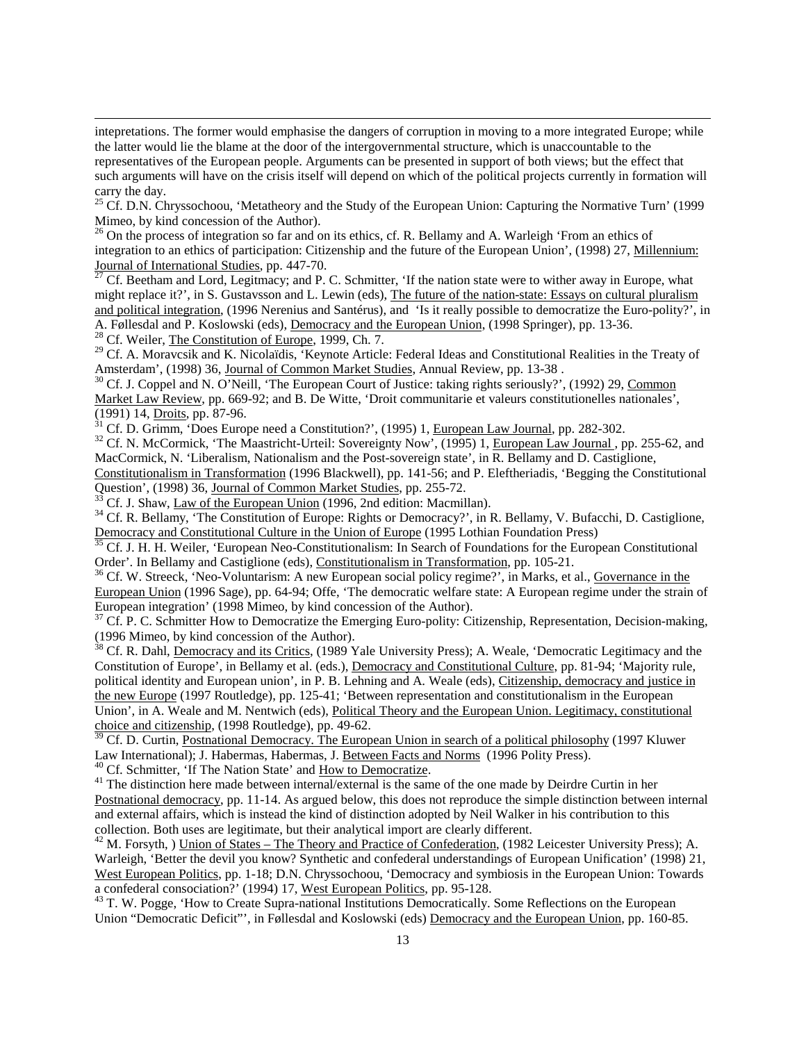intepretations. The former would emphasise the dangers of corruption in moving to a more integrated Europe; while the latter would lie the blame at the door of the intergovernmental structure, which is unaccountable to the representatives of the European people. Arguments can be presented in support of both views; but the effect that such arguments will have on the crisis itself will depend on which of the political projects currently in formation will carry the day.

[25] Cf. D.N. Chryssochoou, 'Metatheory and the Study of the European Union: Capturing the Normative Turn' (1999 Mimeo, by kind concession of the Author).

[26] On the process of integration so far and on its ethics, cf. R. Bellamy and A. Warleigh 'From an ethics of integration to an ethics of participation: Citizenship and the future of the European Union', (1998) 27, Millennium: Journal of International Studies, pp. 447-70.

[27] Cf. Beetham and Lord, Legitimacy; and P. C. Schmitter, 'If the nation state were to wither away in Europe, what might replace it?', in S. Gustavsson and L. Lewin (eds), The future of the nation-state: Essays on cultural pluralism and political integration, (1996 Nerenius and Santérus), and 'Is it really possible to democratize the Euro-polity?', in A. Føllesdal and P. Koslowski (eds), Democracy and the European Union, (1998 Springer), pp. 13-36.

[28] Cf. Weiler, The Constitution of Europe, 1999, Ch. 7.

[29] Cf. A. Moravcsik and K. Nicolaïdis, 'Keynote Article: Federal Ideas and Constitutional Realities in the Treaty of Amsterdam', (1998) 36, Journal of Common Market Studies, Annual Review, pp. 13-38 .

[30] Cf. J. Coppel and N. O'Neill, 'The European Court of Justice: taking rights seriously?', (1992) 29, Common Market Law Review, pp. 669-92; and B. De Witte, 'Droit communitarie et valeurs constitutionelles nationales', (1991) 14, Droits, pp. 87-96.

[31] Cf. D. Grimm, 'Does Europe need a Constitution?', (1995) 1, European Law Journal, pp. 282-302.

[32] Cf. N. McCormick, 'The Maastricht-Urteil: Sovereignty Now', (1995) 1, European Law Journal , pp. 255-62, and MacCormick, N. 'Liberalism, Nationalism and the Post-sovereign state', in R. Bellamy and D. Castiglione, Constitutionalism in Transformation (1996 Blackwell), pp. 141-56; and P. Eleftheriadis, 'Begging the Constitutional Question', (1998) 36, Journal of Common Market Studies, pp. 255-72.

[33] Cf. J. Shaw, Law of the European Union (1996, 2nd edition: Macmillan).

[34] Cf. R. Bellamy, 'The Constitution of Europe: Rights or Democracy?', in R. Bellamy, V. Bufacchi, D. Castiglione, Democracy and Constitutional Culture in the Union of Europe (1995 Lothian Foundation Press)

[35] Cf. J. H. H. Weiler, 'European Neo-Constitutionalism: In Search of Foundations for the European Constitutional Order'. In Bellamy and Castiglione (eds), Constitutionalism in Transformation, pp. 105-21.

[36] Cf. W. Streeck, 'Neo-Voluntarism: A new European social policy regime?', in Marks, et al., Governance in the European Union (1996 Sage), pp. 64-94; Offe, 'The democratic welfare state: A European regime under the strain of European integration' (1998 Mimeo, by kind concession of the Author).

[37] Cf. P. C. Schmitter How to Democratize the Emerging Euro-polity: Citizenship, Representation, Decision-making, (1996 Mimeo, by kind concession of the Author).

[38] Cf. R. Dahl, Democracy and its Critics, (1989 Yale University Press); A. Weale, 'Democratic Legitimacy and the Constitution of Europe', in Bellamy et al. (eds.), Democracy and Constitutional Culture, pp. 81-94; 'Majority rule, political identity and European union', in P. B. Lehning and A. Weale (eds), Citizenship, democracy and justice in the new Europe (1997 Routledge), pp. 125-41; 'Between representation and constitutionalism in the European Union', in A. Weale and M. Nentwich (eds), Political Theory and the European Union. Legitimacy, constitutional choice and citizenship, (1998 Routledge), pp. 49-62.

[39] Cf. D. Curtin, Postnational Democracy. The European Union in search of a political philosophy (1997 Kluwer Law International); J. Habermas, Habermas, J. Between Facts and Norms (1996 Polity Press).

[40] Cf. Schmitter, 'If The Nation State' and How to Democratize.

[41] The distinction here made between internal/external is the same of the one made by Deirdre Curtin in her Postnational democracy, pp. 11-14. As argued below, this does not reproduce the simple distinction between internal and external affairs, which is instead the kind of distinction adopted by Neil Walker in his contribution to this collection. Both uses are legitimate, but their analytical import are clearly different.

[42] M. Forsyth, ) Union of States – The Theory and Practice of Confederation, (1982 Leicester University Press); A. Warleigh, 'Better the devil you know? Synthetic and confederal understandings of European Unification' (1998) 21, West European Politics, pp. 1-18; D.N. Chryssochoou, 'Democracy and symbiosis in the European Union: Towards a confederal consociation?' (1994) 17, West European Politics, pp. 95-128.

[43] T. W. Pogge, 'How to Create Supra-national Institutions Democratically. Some Reflections on the European Union "Democratic Deficit"', in Føllesdal and Koslowski (eds) Democracy and the European Union, pp. 160-85.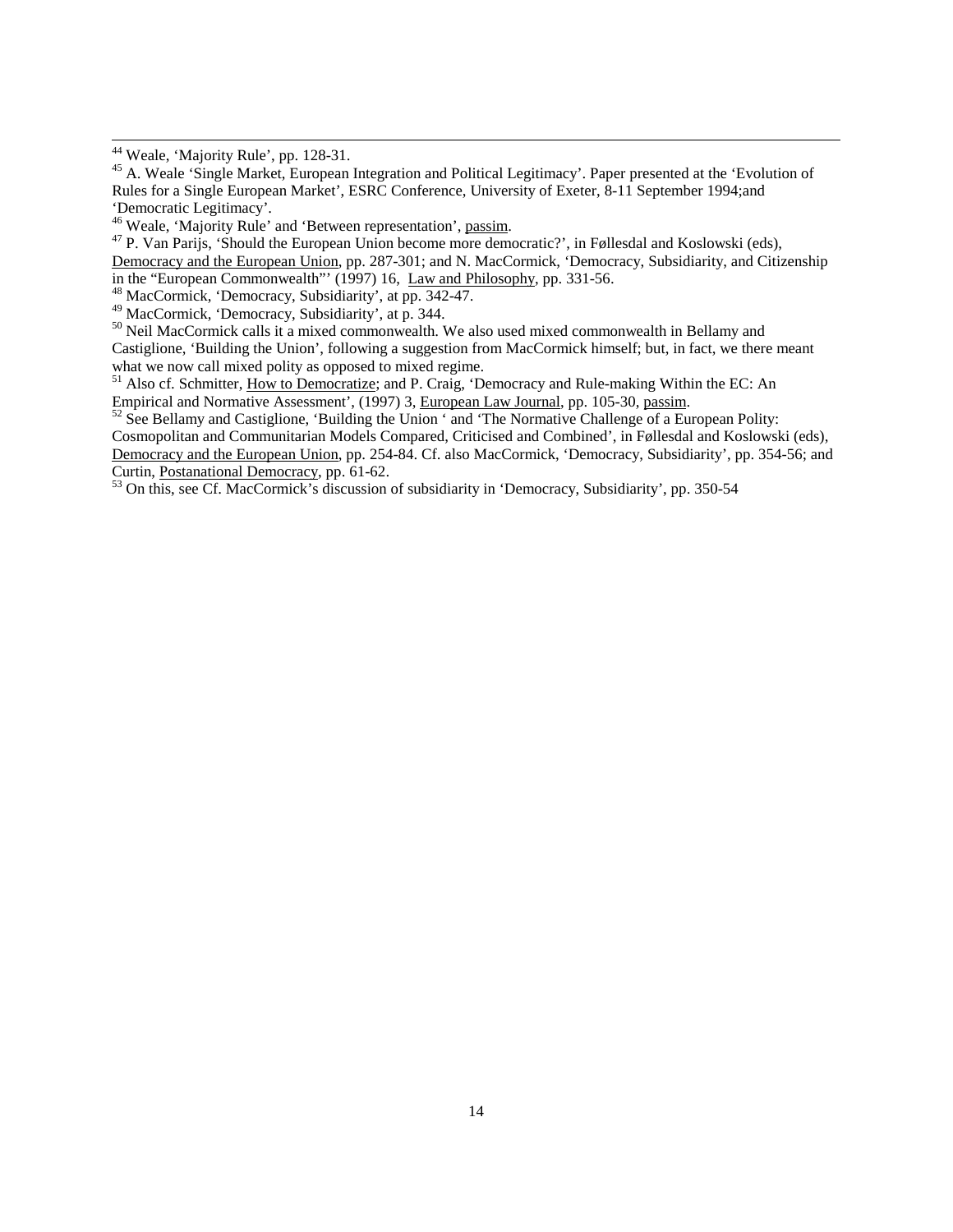[44] Weale, 'Majority Rule', pp. 128-31.

[45] A. Weale 'Single Market, European Integration and Political Legitimacy'. Paper presented at the 'Evolution of Rules for a Single European Market', ESRC Conference, University of Exeter, 8-11 September 1994;and 'Democratic Legitimacy'.

[46] Weale, 'Majority Rule' and 'Between representation', passim.

[47] P. Van Parijs, 'Should the European Union become more democratic?', in Føllesdal and Koslowski (eds), Democracy and the European Union, pp. 287-301; and N. MacCormick, 'Democracy, Subsidiarity, and Citizenship in the "European Commonwealth"' (1997) 16, Law and Philosophy, pp. 331-56.

[48] MacCormick, 'Democracy, Subsidiarity', at pp. 342-47.

[49] MacCormick, 'Democracy, Subsidiarity', at p. 344.

[50] Neil MacCormick calls it a mixed commonwealth. We also used mixed commonwealth in Bellamy and Castiglione, 'Building the Union', following a suggestion from MacCormick himself; but, in fact, we there meant what we now call mixed polity as opposed to mixed regime.

[51] Also cf. Schmitter, How to Democratize; and P. Craig, 'Democracy and Rule-making Within the EC: An Empirical and Normative Assessment', (1997) 3, European Law Journal, pp. 105-30, passim.

[52] See Bellamy and Castiglione, 'Building the Union ' and 'The Normative Challenge of a European Polity: Cosmopolitan and Communitarian Models Compared, Criticised and Combined', in Føllesdal and Koslowski (eds), Democracy and the European Union, pp. 254-84. Cf. also MacCormick, 'Democracy, Subsidiarity', pp. 354-56; and Curtin, Postanational Democracy, pp. 61-62.

[53] On this, see Cf. MacCormick's discussion of subsidiarity in 'Democracy, Subsidiarity', pp. 350-54